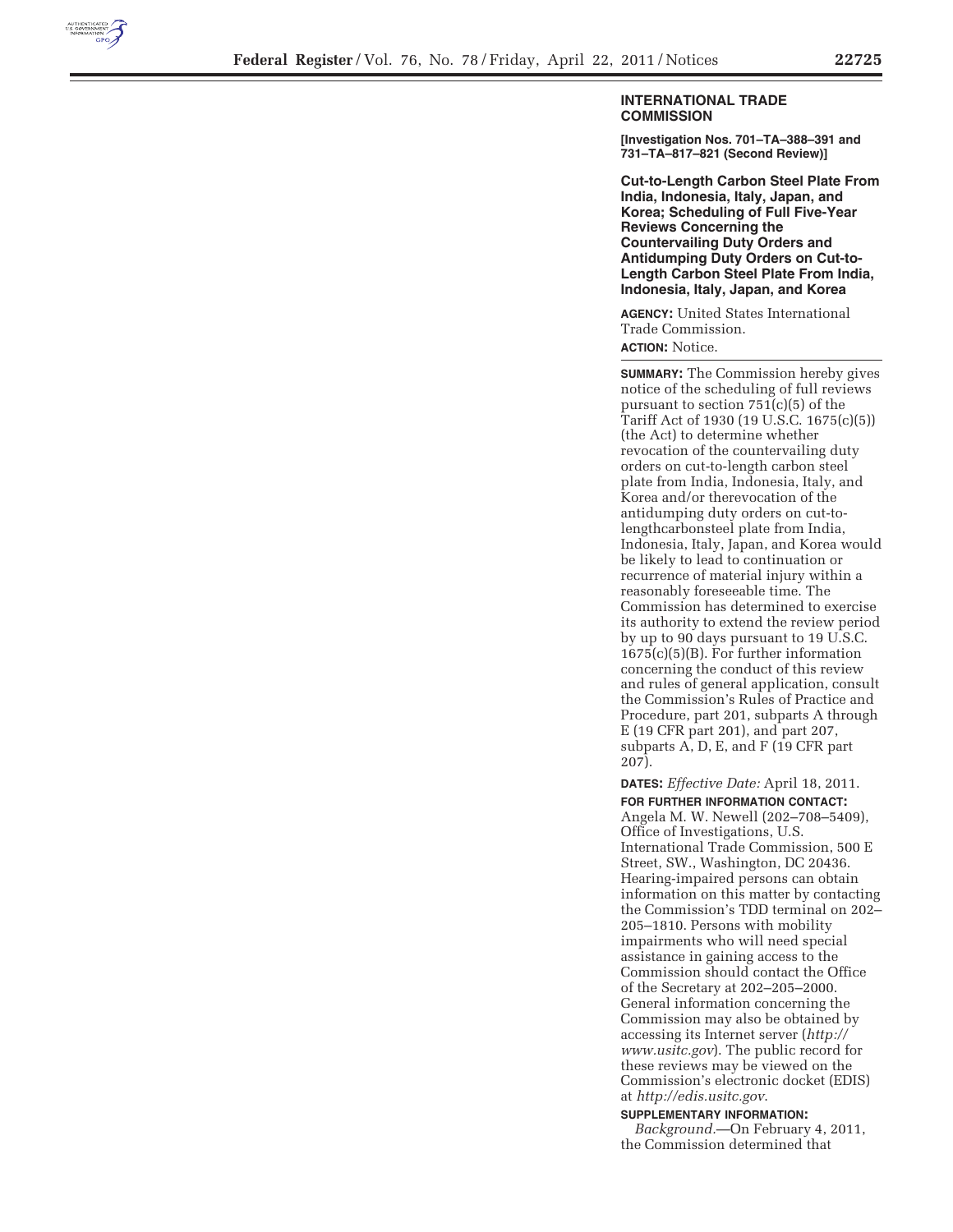## INTERNATIONAL TRADE COMMISSION

**[Investigation Nos. 701–TA–388–391 and 731–TA–817–821 (Second Review)]**

### Cut-to-Length Carbon Steel Plate From India, Indonesia, Italy, Japan, and Korea; Scheduling of Full Five-Year Reviews Concerning the Countervailing Duty Orders and Antidumping Duty Orders on Cut-to-Length Carbon Steel Plate From India, Indonesia, Italy, Japan, and Korea

**AGENCY:** United States International Trade Commission.

**ACTION:** Notice.

**SUMMARY:** The Commission hereby gives notice of the scheduling of full reviews pursuant to section 751(c)(5) of the Tariff Act of 1930 (19 U.S.C. 1675(c)(5)) (the Act) to determine whether revocation of the countervailing duty orders on cut-to-length carbon steel plate from India, Indonesia, Italy, and Korea and/or therevocation of the antidumping duty orders on cut-to-lengthcarbonsteel plate from India, Indonesia, Italy, Japan, and Korea would be likely to lead to continuation or recurrence of material injury within a reasonably foreseeable time. The Commission has determined to exercise its authority to extend the review period by up to 90 days pursuant to 19 U.S.C. 1675(c)(5)(B). For further information concerning the conduct of this review and rules of general application, consult the Commission's Rules of Practice and Procedure, part 201, subparts A through E (19 CFR part 201), and part 207, subparts A, D, E, and F (19 CFR part 207).

**DATES:** *Effective Date:* April 18, 2011.

**FOR FURTHER INFORMATION CONTACT:** Angela M. W. Newell (202–708–5409), Office of Investigations, U.S. International Trade Commission, 500 E Street, SW., Washington, DC 20436. Hearing-impaired persons can obtain information on this matter by contacting the Commission's TDD terminal on 202–205–1810. Persons with mobility impairments who will need special assistance in gaining access to the Commission should contact the Office of the Secretary at 202–205–2000. General information concerning the Commission may also be obtained by accessing its Internet server (*http://www.usitc.gov*). The public record for these reviews may be viewed on the Commission's electronic docket (EDIS) at *http://edis.usitc.gov*.

**SUPPLEMENTARY INFORMATION:**

*Background.*—On February 4, 2011, the Commission determined that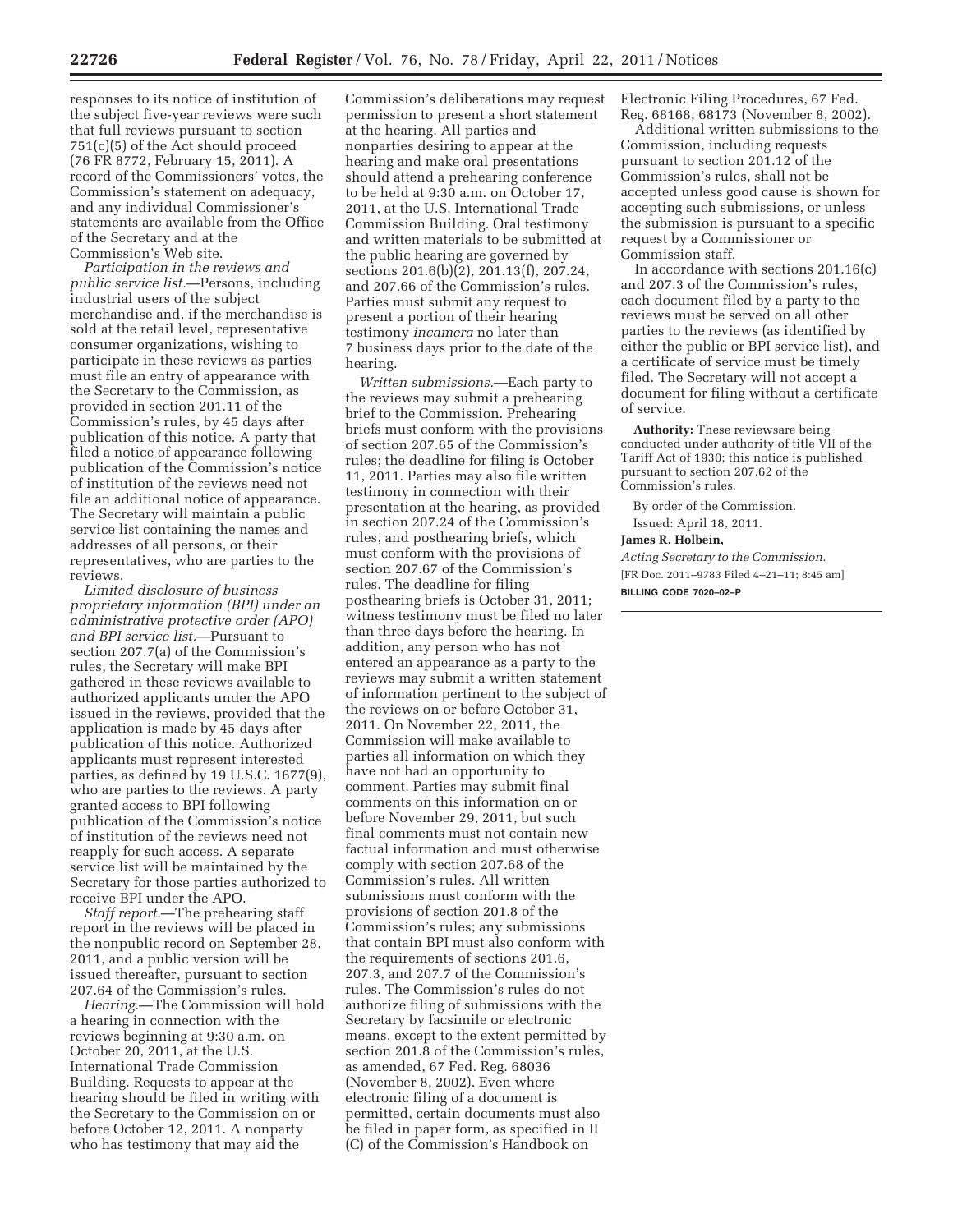responses to its notice of institution of the subject five-year reviews were such that full reviews pursuant to section 751(c)(5) of the Act should proceed (76 FR 8772, February 15, 2011). A record of the Commissioners' votes, the Commission's statement on adequacy, and any individual Commissioner's statements are available from the Office of the Secretary and at the Commission's Web site.

*Participation in the reviews and public service list.*—Persons, including industrial users of the subject merchandise and, if the merchandise is sold at the retail level, representative consumer organizations, wishing to participate in these reviews as parties must file an entry of appearance with the Secretary to the Commission, as provided in section 201.11 of the Commission's rules, by 45 days after publication of this notice. A party that filed a notice of appearance following publication of the Commission's notice of institution of the reviews need not file an additional notice of appearance. The Secretary will maintain a public service list containing the names and addresses of all persons, or their representatives, who are parties to the reviews.

*Limited disclosure of business proprietary information (BPI) under an administrative protective order (APO) and BPI service list.*—Pursuant to section 207.7(a) of the Commission's rules, the Secretary will make BPI gathered in these reviews available to authorized applicants under the APO issued in the reviews, provided that the application is made by 45 days after publication of this notice. Authorized applicants must represent interested parties, as defined by 19 U.S.C. 1677(9), who are parties to the reviews. A party granted access to BPI following publication of the Commission's notice of institution of the reviews need not reapply for such access. A separate service list will be maintained by the Secretary for those parties authorized to receive BPI under the APO.

*Staff report.*—The prehearing staff report in the reviews will be placed in the nonpublic record on September 28, 2011, and a public version will be issued thereafter, pursuant to section 207.64 of the Commission's rules.

*Hearing.*—The Commission will hold a hearing in connection with the reviews beginning at 9:30 a.m. on October 20, 2011, at the U.S. International Trade Commission Building. Requests to appear at the hearing should be filed in writing with the Secretary to the Commission on or before October 12, 2011. A nonparty who has testimony that may aid the Commission's deliberations may request permission to present a short statement at the hearing. All parties and nonparties desiring to appear at the hearing and make oral presentations should attend a prehearing conference to be held at 9:30 a.m. on October 17, 2011, at the U.S. International Trade Commission Building. Oral testimony and written materials to be submitted at the public hearing are governed by sections 201.6(b)(2), 201.13(f), 207.24, and 207.66 of the Commission's rules. Parties must submit any request to present a portion of their hearing testimony *in camera* no later than 7 business days prior to the date of the hearing.

*Written submissions.*—Each party to the reviews may submit a prehearing brief to the Commission. Prehearing briefs must conform with the provisions of section 207.65 of the Commission's rules; the deadline for filing is October 11, 2011. Parties may also file written testimony in connection with their presentation at the hearing, as provided in section 207.24 of the Commission's rules, and posthearing briefs, which must conform with the provisions of section 207.67 of the Commission's rules. The deadline for filing posthearing briefs is October 31, 2011; witness testimony must be filed no later than three days before the hearing. In addition, any person who has not entered an appearance as a party to the reviews may submit a written statement of information pertinent to the subject of the reviews on or before October 31, 2011. On November 22, 2011, the Commission will make available to parties all information on which they have not had an opportunity to comment. Parties may submit final comments on this information on or before November 29, 2011, but such final comments must not contain new factual information and must otherwise comply with section 207.68 of the Commission's rules. All written submissions must conform with the provisions of section 201.8 of the Commission's rules; any submissions that contain BPI must also conform with the requirements of sections 201.6, 207.3, and 207.7 of the Commission's rules. The Commission's rules do not authorize filing of submissions with the Secretary by facsimile or electronic means, except to the extent permitted by section 201.8 of the Commission's rules, as amended, 67 Fed. Reg. 68036 (November 8, 2002). Even where electronic filing of a document is permitted, certain documents must also be filed in paper form, as specified in II (C) of the Commission's Handbook on Electronic Filing Procedures, 67 Fed. Reg. 68168, 68173 (November 8, 2002).

Additional written submissions to the Commission, including requests pursuant to section 201.12 of the Commission's rules, shall not be accepted unless good cause is shown for accepting such submissions, or unless the submission is pursuant to a specific request by a Commissioner or Commission staff.

In accordance with sections 201.16(c) and 207.3 of the Commission's rules, each document filed by a party to the reviews must be served on all other parties to the reviews (as identified by either the public or BPI service list), and a certificate of service must be timely filed. The Secretary will not accept a document for filing without a certificate of service.

**Authority:** These reviewsare being conducted under authority of title VII of the Tariff Act of 1930; this notice is published pursuant to section 207.62 of the Commission's rules.

By order of the Commission.

Issued: April 18, 2011.

**James R. Holbein,**

*Acting Secretary to the Commission.*

[FR Doc. 2011–9783 Filed 4–21–11; 8:45 am]

**BILLING CODE 7020–02–P**